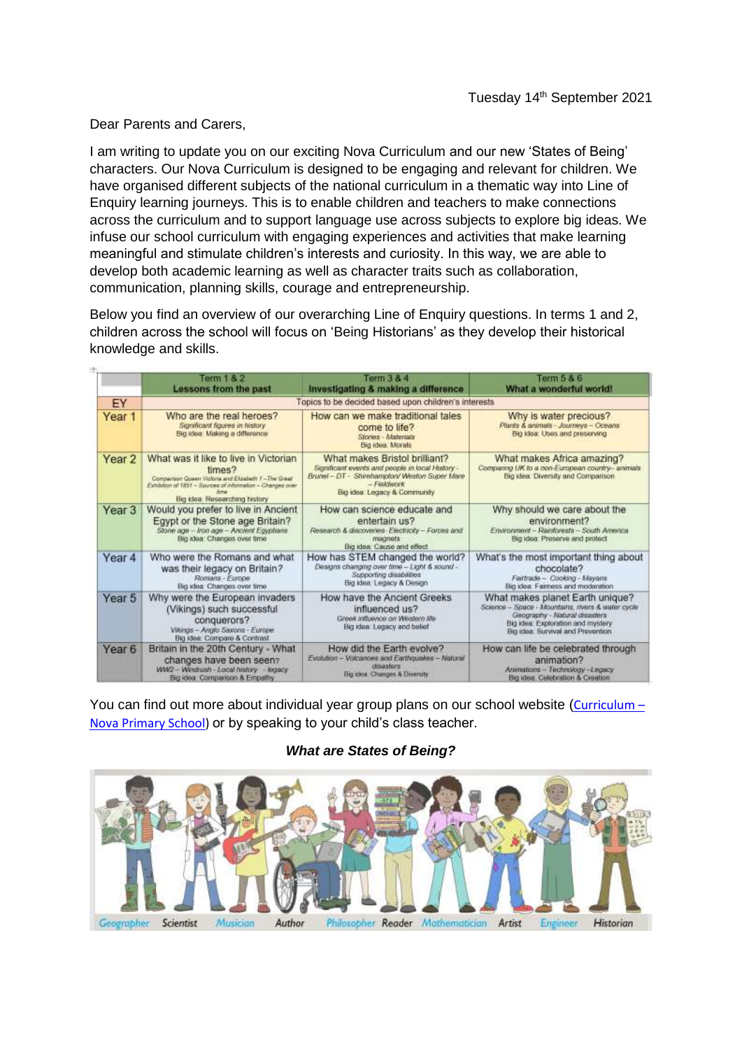Tuesday 14th September 2021

Dear Parents and Carers,

I am writing to update you on our exciting Nova Curriculum and our new 'States of Being' characters. Our Nova Curriculum is designed to be engaging and relevant for children. We have organised different subjects of the national curriculum in a thematic way into Line of Enquiry learning journeys. This is to enable children and teachers to make connections across the curriculum and to support language use across subjects to explore big ideas. We infuse our school curriculum with engaging experiences and activities that make learning meaningful and stimulate children's interests and curiosity. In this way, we are able to develop both academic learning as well as character traits such as collaboration, communication, planning skills, courage and entrepreneurship.

Below you find an overview of our overarching Line of Enquiry questions. In terms 1 and 2, children across the school will focus on 'Being Historians' as they develop their historical knowledge and skills.

| | Term 1 & 2 **Lessons from the past** | Term 3 & 4 **Investigating & making a difference** | Term 5 & 6 **What a wonderful world!** |
|---|---|---|---|
| EY | Topics to be decided based upon children's interests | | |
| Year 1 | Who are the real heroes? *Significant figures in history* Big idea: Making a difference | How can we make traditional tales come to life? *Stories - Materials* Big idea: Morals | Why is water precious? *Plants & animals - Journeys – Oceans* Big idea: Uses and preserving |
| Year 2 | What was it like to live in Victorian times? *Comparison Queen Victoria and Elizabeth 1 – The Great Exhibition of 1851 – Sources of information – Changes over time* Big idea: Researching history | What makes Bristol brilliant? *Significant events and people in local History - Brunel – DT - Shirehampton/ Weston Super Mare – Fieldwork* Big idea: Legacy & Community | What makes Africa amazing? *Comparing UK to a non-European country– animals* Big idea: Diversity and Comparison |
| Year 3 | Would you prefer to live in Ancient Egypt or the Stone age Britain? *Stone age – Iron age – Ancient Egyptians* Big idea: Changes over time | How can science educate and entertain us? *Research & discoveries- Electricity – Forces and magnets* Big idea: Cause and effect | Why should we care about the environment? *Environment – Rainforests – South America* Big idea: Preserve and protect |
| Year 4 | Who were the Romans and what was their legacy on Britain? *Romans - Europe* Big idea: Changes over time | How has STEM changed the world? *Designs changing over time – Light & sound - Supporting disabilities* Big idea: Legacy & Design | What's the most important thing about chocolate? *Fairtrade – Cooking - Mayans* Big idea: Fairness and moderation |
| Year 5 | Why were the European invaders (Vikings) such successful conquerors? *Vikings – Anglo Saxons - Europe* Big idea: Compare & Contrast | How have the Ancient Greeks influenced us? *Greek influence on Western life* Big idea: Legacy and belief | What makes planet Earth unique? *Science – Space - Mountains, rivers & water cycle Geography - Natural disasters* Big idea: Exploration and mystery Big idea: Survival and Prevention |
| Year 6 | Britain in the 20th Century - What changes have been seen? *WW2 – Windrush - Local history - legacy* Big idea: Comparison & Empathy | How did the Earth evolve? *Evolution – Volcanoes and Earthquakes – Natural disasters* Big idea: Changes & Diversity | How can life be celebrated through animation? *Animations – Technology –Legacy* Big idea: Celebration & Creation |

You can find out more about individual year group plans on our school website (Curriculum – Nova Primary School) or by speaking to your child's class teacher.

### *What are States of Being?*

Geographer Scientist Musician Author Philosopher Reader Mathematician Artist Engineer Historian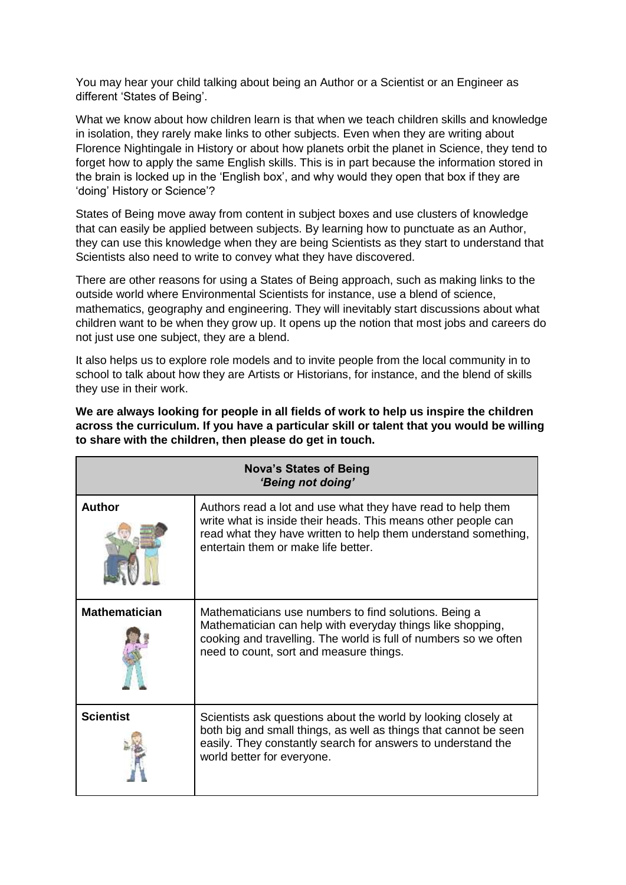You may hear your child talking about being an Author or a Scientist or an Engineer as different 'States of Being'.

What we know about how children learn is that when we teach children skills and knowledge in isolation, they rarely make links to other subjects. Even when they are writing about Florence Nightingale in History or about how planets orbit the planet in Science, they tend to forget how to apply the same English skills. This is in part because the information stored in the brain is locked up in the 'English box', and why would they open that box if they are 'doing' History or Science'?

States of Being move away from content in subject boxes and use clusters of knowledge that can easily be applied between subjects. By learning how to punctuate as an Author, they can use this knowledge when they are being Scientists as they start to understand that Scientists also need to write to convey what they have discovered.

There are other reasons for using a States of Being approach, such as making links to the outside world where Environmental Scientists for instance, use a blend of science, mathematics, geography and engineering. They will inevitably start discussions about what children want to be when they grow up. It opens up the notion that most jobs and careers do not just use one subject, they are a blend.

It also helps us to explore role models and to invite people from the local community in to school to talk about how they are Artists or Historians, for instance, and the blend of skills they use in their work.

**We are always looking for people in all fields of work to help us inspire the children across the curriculum. If you have a particular skill or talent that you would be willing to share with the children, then please do get in touch.**

| **Nova's States of Being** *'Being not doing'* | |
|---|---|
| **Author** | Authors read a lot and use what they have read to help them write what is inside their heads. This means other people can read what they have written to help them understand something, entertain them or make life better. |
| **Mathematician** | Mathematicians use numbers to find solutions. Being a Mathematician can help with everyday things like shopping, cooking and travelling. The world is full of numbers so we often need to count, sort and measure things. |
| **Scientist** | Scientists ask questions about the world by looking closely at both big and small things, as well as things that cannot be seen easily. They constantly search for answers to understand the world better for everyone. |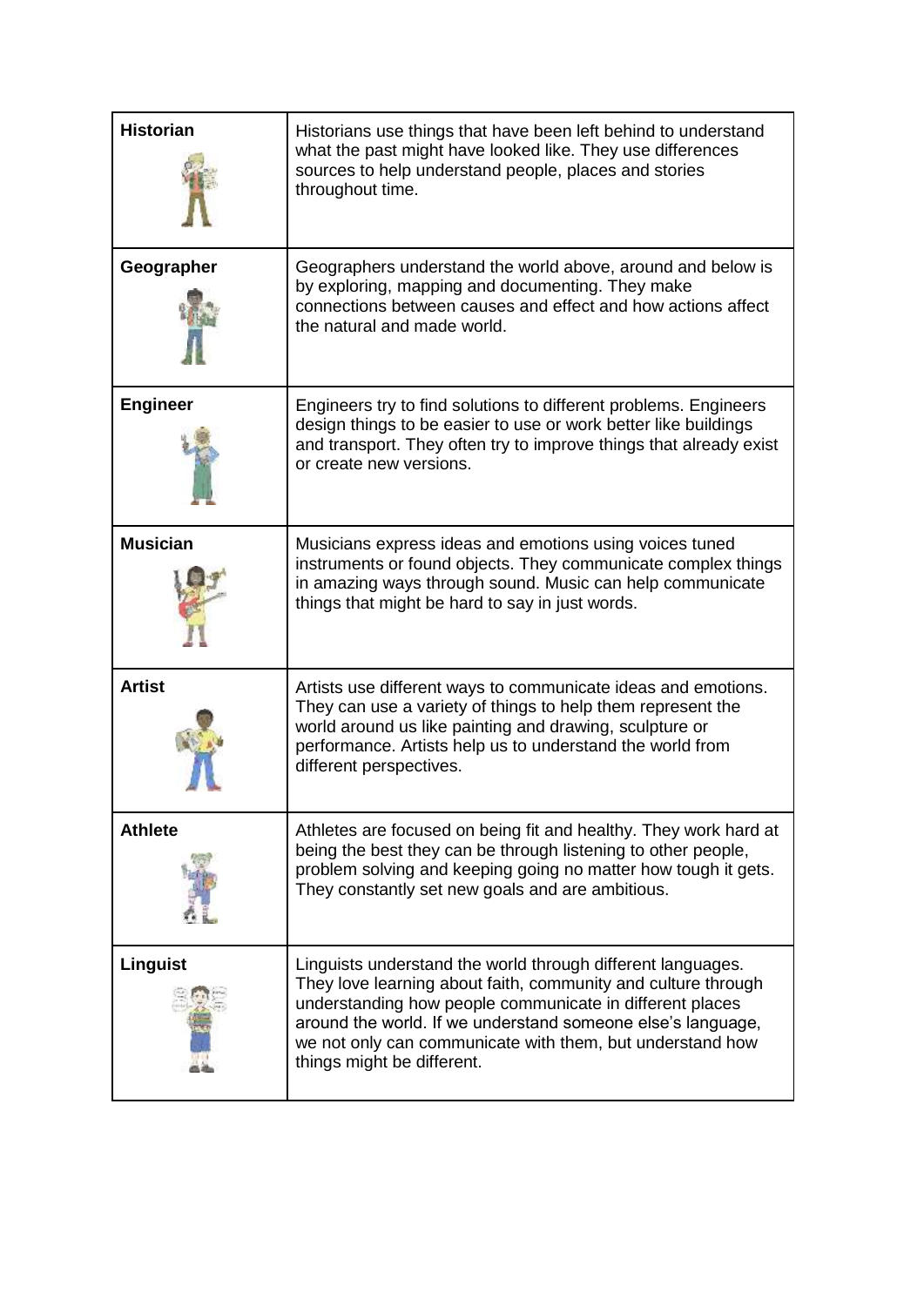| | |
|---|---|
| **Historian** | Historians use things that have been left behind to understand what the past might have looked like. They use differences sources to help understand people, places and stories throughout time. |
| **Geographer** | Geographers understand the world above, around and below is by exploring, mapping and documenting. They make connections between causes and effect and how actions affect the natural and made world. |
| **Engineer** | Engineers try to find solutions to different problems. Engineers design things to be easier to use or work better like buildings and transport. They often try to improve things that already exist or create new versions. |
| **Musician** | Musicians express ideas and emotions using voices tuned instruments or found objects. They communicate complex things in amazing ways through sound. Music can help communicate things that might be hard to say in just words. |
| **Artist** | Artists use different ways to communicate ideas and emotions. They can use a variety of things to help them represent the world around us like painting and drawing, sculpture or performance. Artists help us to understand the world from different perspectives. |
| **Athlete** | Athletes are focused on being fit and healthy. They work hard at being the best they can be through listening to other people, problem solving and keeping going no matter how tough it gets. They constantly set new goals and are ambitious. |
| **Linguist** | Linguists understand the world through different languages. They love learning about faith, community and culture through understanding how people communicate in different places around the world. If we understand someone else's language, we not only can communicate with them, but understand how things might be different. |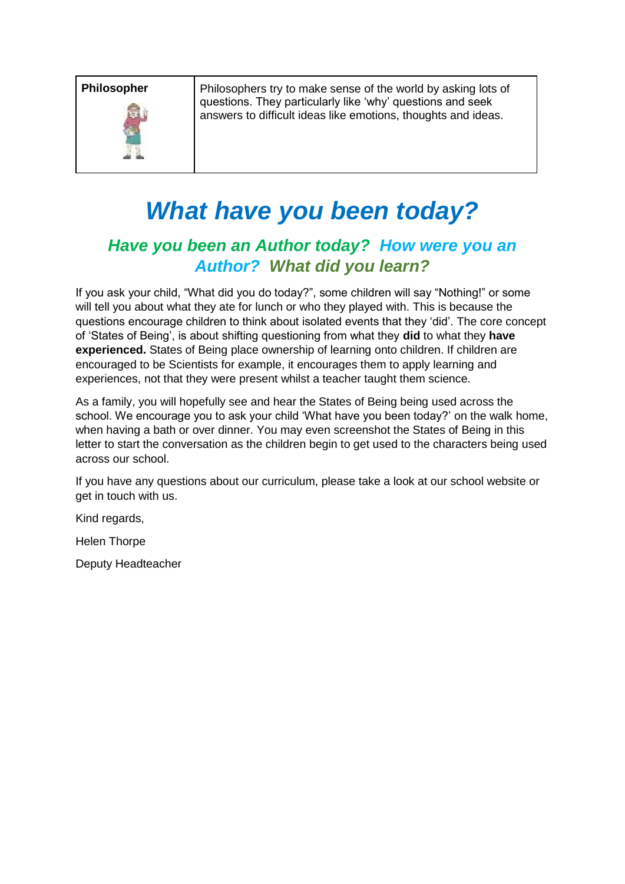| | |
|---|---|
| **Philosopher** | Philosophers try to make sense of the world by asking lots of questions. They particularly like 'why' questions and seek answers to difficult ideas like emotions, thoughts and ideas. |

# *What have you been today?*

## *Have you been an Author today? How were you an Author? What did you learn?*

If you ask your child, "What did you do today?", some children will say "Nothing!" or some will tell you about what they ate for lunch or who they played with. This is because the questions encourage children to think about isolated events that they 'did'. The core concept of 'States of Being', is about shifting questioning from what they **did** to what they **have experienced.** States of Being place ownership of learning onto children. If children are encouraged to be Scientists for example, it encourages them to apply learning and experiences, not that they were present whilst a teacher taught them science.

As a family, you will hopefully see and hear the States of Being being used across the school. We encourage you to ask your child 'What have you been today?' on the walk home, when having a bath or over dinner. You may even screenshot the States of Being in this letter to start the conversation as the children begin to get used to the characters being used across our school.

If you have any questions about our curriculum, please take a look at our school website or get in touch with us.

Kind regards,

Helen Thorpe

Deputy Headteacher